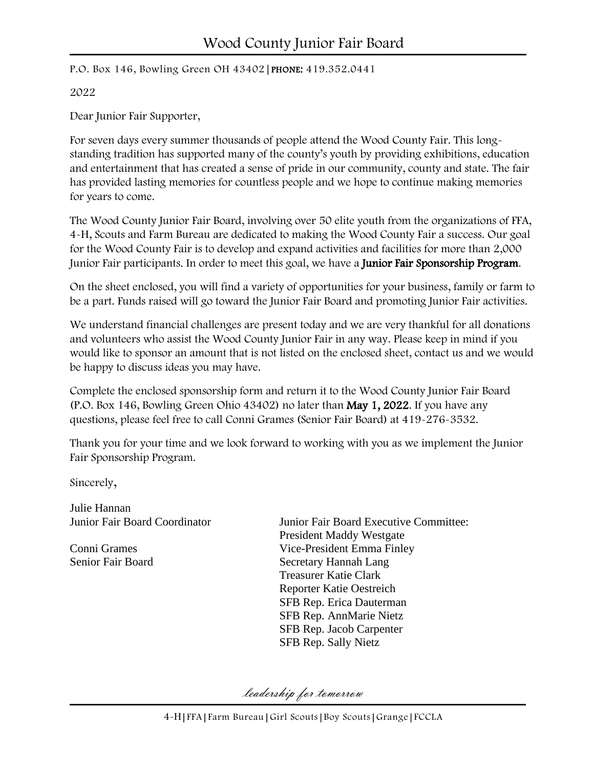# Wood County Junior Fair Board

P.O. Box 146, Bowling Green OH 43402 | **PHONE:** 419.352.0441

2022

Dear Junior Fair Supporter,

For seven days every summer thousands of people attend the Wood County Fair. This long-standing tradition has supported many of the county's youth by providing exhibitions, education and entertainment that has created a sense of pride in our community, county and state. The fair has provided lasting memories for countless people and we hope to continue making memories for years to come.

The Wood County Junior Fair Board, involving over 50 elite youth from the organizations of FFA, 4-H, Scouts and Farm Bureau are dedicated to making the Wood County Fair a success. Our goal for the Wood County Fair is to develop and expand activities and facilities for more than 2,000 Junior Fair participants. In order to meet this goal, we have a **Junior Fair Sponsorship Program**.

On the sheet enclosed, you will find a variety of opportunities for your business, family or farm to be a part. Funds raised will go toward the Junior Fair Board and promoting Junior Fair activities.

We understand financial challenges are present today and we are very thankful for all donations and volunteers who assist the Wood County Junior Fair in any way. Please keep in mind if you would like to sponsor an amount that is not listed on the enclosed sheet, contact us and we would be happy to discuss ideas you may have.

Complete the enclosed sponsorship form and return it to the Wood County Junior Fair Board (P.O. Box 146, Bowling Green Ohio 43402) no later than **May 1, 2022**. If you have any questions, please feel free to call Conni Grames (Senior Fair Board) at 419-276-3532.

Thank you for your time and we look forward to working with you as we implement the Junior Fair Sponsorship Program.

Sincerely,

Julie Hannan
Junior Fair Board Coordinator

Conni Grames
Senior Fair Board

Junior Fair Board Executive Committee:
President Maddy Westgate
Vice-President Emma Finley
Secretary Hannah Lang
Treasurer Katie Clark
Reporter Katie Oestreich
SFB Rep. Erica Dauterman
SFB Rep. AnnMarie Nietz
SFB Rep. Jacob Carpenter
SFB Rep. Sally Nietz

*leadership for tomorrow*

4-H | FFA | Farm Bureau | Girl Scouts | Boy Scouts | Grange | FCCLA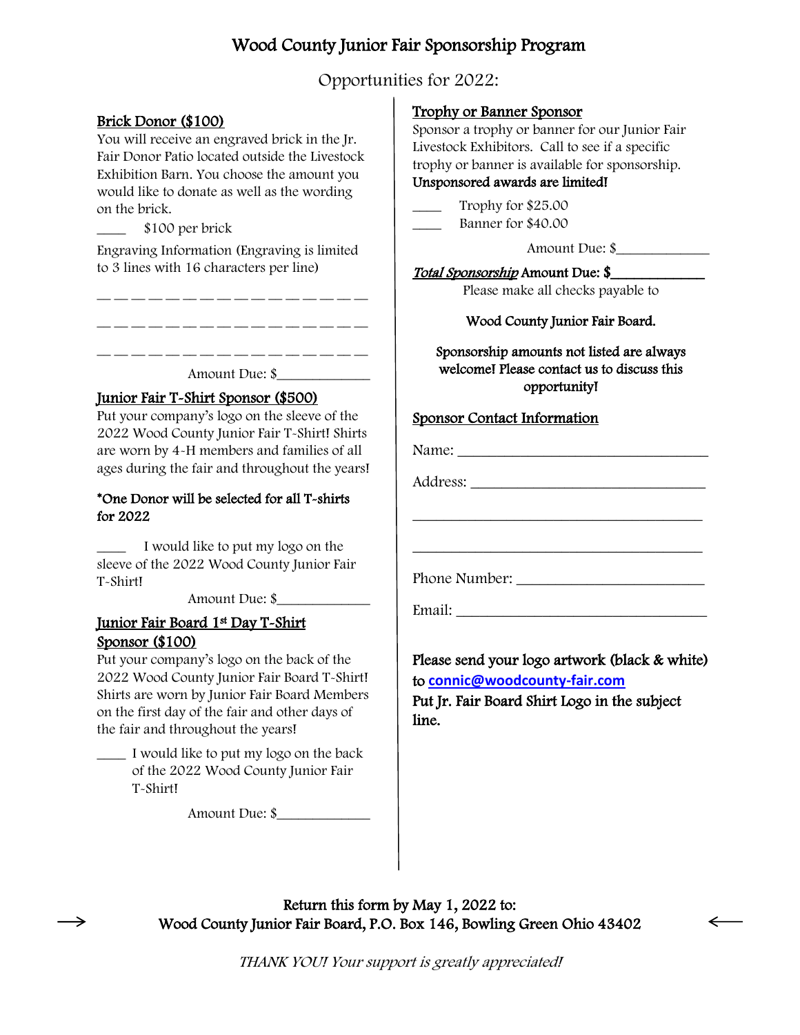# Wood County Junior Fair Sponsorship Program

Opportunities for 2022:

## Brick Donor ($100)

You will receive an engraved brick in the Jr. Fair Donor Patio located outside the Livestock Exhibition Barn. You choose the amount you would like to donate as well as the wording on the brick.

____ $100 per brick

Engraving Information (Engraving is limited to 3 lines with 16 characters per line)

_ _ _ _ _ _ _ _ _ _ _ _ _ _ _ _

_ _ _ _ _ _ _ _ _ _ _ _ _ _ _ _

_ _ _ _ _ _ _ _ _ _ _ _ _ _ _ _

Amount Due: $____________

## Junior Fair T-Shirt Sponsor ($500)

Put your company's logo on the sleeve of the 2022 Wood County Junior Fair T-Shirt! Shirts are worn by 4-H members and families of all ages during the fair and throughout the years!

**\*One Donor will be selected for all T-shirts for 2022**

____ I would like to put my logo on the sleeve of the 2022 Wood County Junior Fair T-Shirt!

Amount Due: $____________

## Junior Fair Board 1st Day T-Shirt Sponsor ($100)

Put your company's logo on the back of the 2022 Wood County Junior Fair Board T-Shirt! Shirts are worn by Junior Fair Board Members on the first day of the fair and other days of the fair and throughout the years!

____ I would like to put my logo on the back of the 2022 Wood County Junior Fair T-Shirt!

Amount Due: $____________

## Trophy or Banner Sponsor

Sponsor a trophy or banner for our Junior Fair Livestock Exhibitors. Call to see if a specific trophy or banner is available for sponsorship.

**Unsponsored awards are limited!**

____ Trophy for $25.00

____ Banner for $40.00

Amount Due: $____________

***Total Sponsorship* Amount Due: $____________**

Please make all checks payable to

**Wood County Junior Fair Board.**

**Sponsorship amounts not listed are always welcome! Please contact us to discuss this opportunity!**

## Sponsor Contact Information

Name: ________________________________

Address: ______________________________

______________________________________

______________________________________

Phone Number: ________________________

Email: ________________________________

**Please send your logo artwork (black & white) to connic@woodcounty-fair.com**

**Put Jr. Fair Board Shirt Logo in the subject line.**

**Return this form by May 1, 2022 to:**
**Wood County Junior Fair Board, P.O. Box 146, Bowling Green Ohio 43402**

*THANK YOU! Your support is greatly appreciated!*